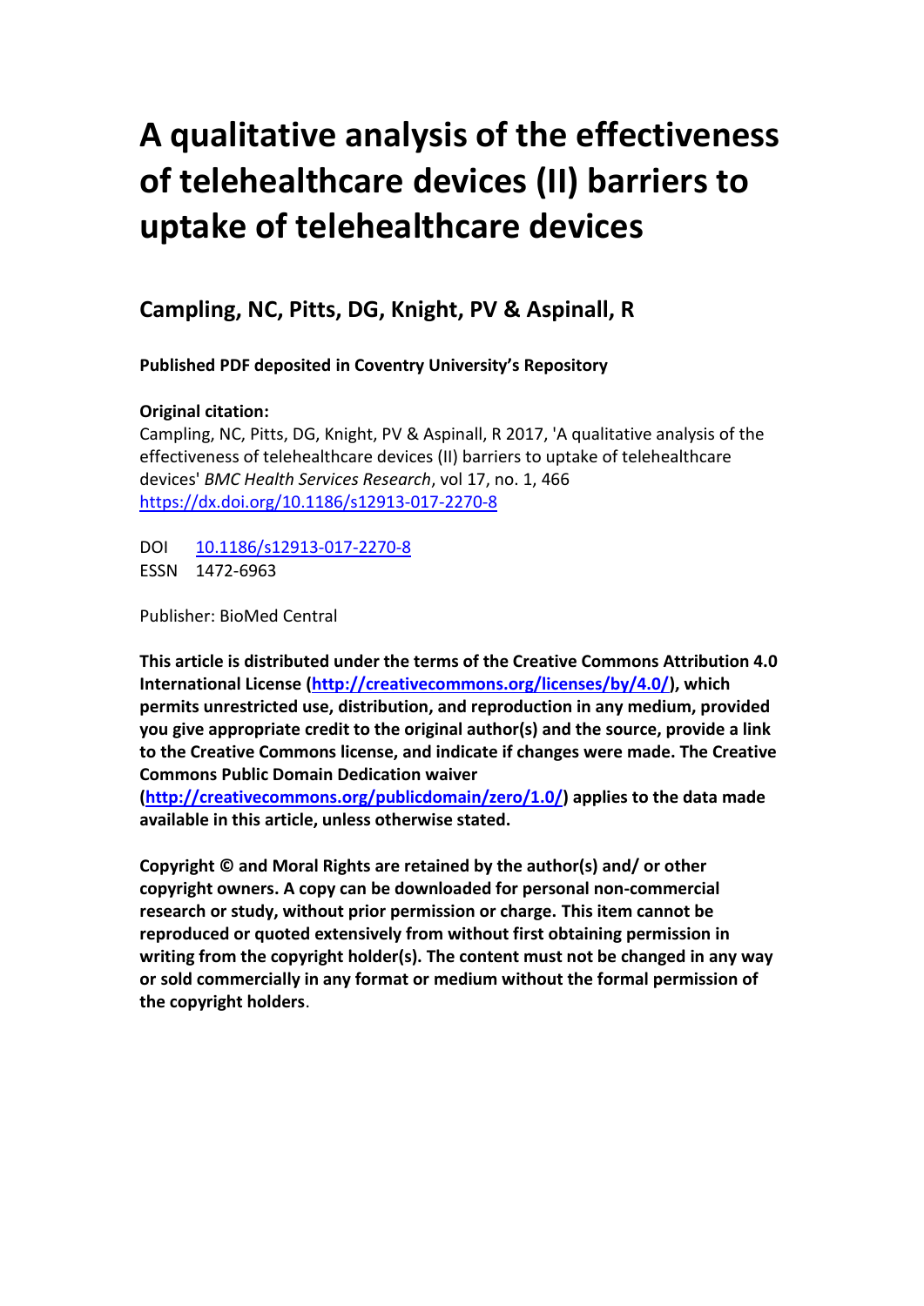# A qualitative analysis of the effectiveness of telehealthcare devices (II) barriers to uptake of telehealthcare devices

## Campling, NC, Pitts, DG, Knight, PV & Aspinall, R

**Published PDF deposited in Coventry University's Repository**

**Original citation:**
Campling, NC, Pitts, DG, Knight, PV & Aspinall, R 2017, 'A qualitative analysis of the effectiveness of telehealthcare devices (II) barriers to uptake of telehealthcare devices' *BMC Health Services Research*, vol 17, no. 1, 466
https://dx.doi.org/10.1186/s12913-017-2270-8

DOI 10.1186/s12913-017-2270-8
ESSN 1472-6963

Publisher: BioMed Central

**This article is distributed under the terms of the Creative Commons Attribution 4.0 International License (http://creativecommons.org/licenses/by/4.0/), which permits unrestricted use, distribution, and reproduction in any medium, provided you give appropriate credit to the original author(s) and the source, provide a link to the Creative Commons license, and indicate if changes were made. The Creative Commons Public Domain Dedication waiver (http://creativecommons.org/publicdomain/zero/1.0/) applies to the data made available in this article, unless otherwise stated.**

**Copyright © and Moral Rights are retained by the author(s) and/ or other copyright owners. A copy can be downloaded for personal non-commercial research or study, without prior permission or charge. This item cannot be reproduced or quoted extensively from without first obtaining permission in writing from the copyright holder(s). The content must not be changed in any way or sold commercially in any format or medium without the formal permission of the copyright holders**.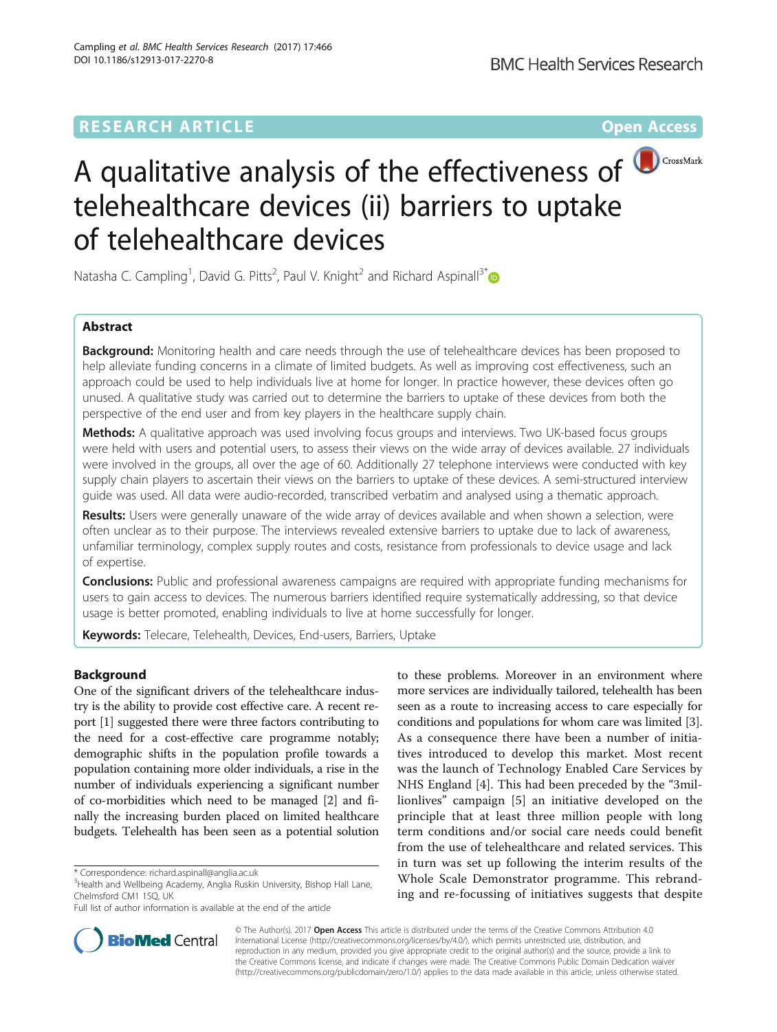# A qualitative analysis of the effectiveness of telehealthcare devices (ii) barriers to uptake of telehealthcare devices

Natasha C. Campling[1], David G. Pitts[2], Paul V. Knight[2] and Richard Aspinall[3*]

## Abstract

**Background:** Monitoring health and care needs through the use of telehealthcare devices has been proposed to help alleviate funding concerns in a climate of limited budgets. As well as improving cost effectiveness, such an approach could be used to help individuals live at home for longer. In practice however, these devices often go unused. A qualitative study was carried out to determine the barriers to uptake of these devices from both the perspective of the end user and from key players in the healthcare supply chain.

**Methods:** A qualitative approach was used involving focus groups and interviews. Two UK-based focus groups were held with users and potential users, to assess their views on the wide array of devices available. 27 individuals were involved in the groups, all over the age of 60. Additionally 27 telephone interviews were conducted with key supply chain players to ascertain their views on the barriers to uptake of these devices. A semi-structured interview guide was used. All data were audio-recorded, transcribed verbatim and analysed using a thematic approach.

**Results:** Users were generally unaware of the wide array of devices available and when shown a selection, were often unclear as to their purpose. The interviews revealed extensive barriers to uptake due to lack of awareness, unfamiliar terminology, complex supply routes and costs, resistance from professionals to device usage and lack of expertise.

**Conclusions:** Public and professional awareness campaigns are required with appropriate funding mechanisms for users to gain access to devices. The numerous barriers identified require systematically addressing, so that device usage is better promoted, enabling individuals to live at home successfully for longer.

**Keywords:** Telecare, Telehealth, Devices, End-users, Barriers, Uptake

## Background

One of the significant drivers of the telehealthcare industry is the ability to provide cost effective care. A recent report [1] suggested there were three factors contributing to the need for a cost-effective care programme notably; demographic shifts in the population profile towards a population containing more older individuals, a rise in the number of individuals experiencing a significant number of co-morbidities which need to be managed [2] and finally the increasing burden placed on limited healthcare budgets. Telehealth has been seen as a potential solution to these problems. Moreover in an environment where more services are individually tailored, telehealth has been seen as a route to increasing access to care especially for conditions and populations for whom care was limited [3]. As a consequence there have been a number of initiatives introduced to develop this market. Most recent was the launch of Technology Enabled Care Services by NHS England [4]. This had been preceded by the "3millionlives" campaign [5] an initiative developed on the principle that at least three million people with long term conditions and/or social care needs could benefit from the use of telehealthcare and related services. This in turn was set up following the interim results of the Whole Scale Demonstrator programme. This rebranding and re-focussing of initiatives suggests that despite

\* Correspondence: richard.aspinall@anglia.ac.uk
[3]Health and Wellbeing Academy, Anglia Ruskin University, Bishop Hall Lane, Chelmsford CM1 1SQ, UK
Full list of author information is available at the end of the article

© The Author(s). 2017 **Open Access** This article is distributed under the terms of the Creative Commons Attribution 4.0 International License (http://creativecommons.org/licenses/by/4.0/), which permits unrestricted use, distribution, and reproduction in any medium, provided you give appropriate credit to the original author(s) and the source, provide a link to the Creative Commons license, and indicate if changes were made. The Creative Commons Public Domain Dedication waiver (http://creativecommons.org/publicdomain/zero/1.0/) applies to the data made available in this article, unless otherwise stated.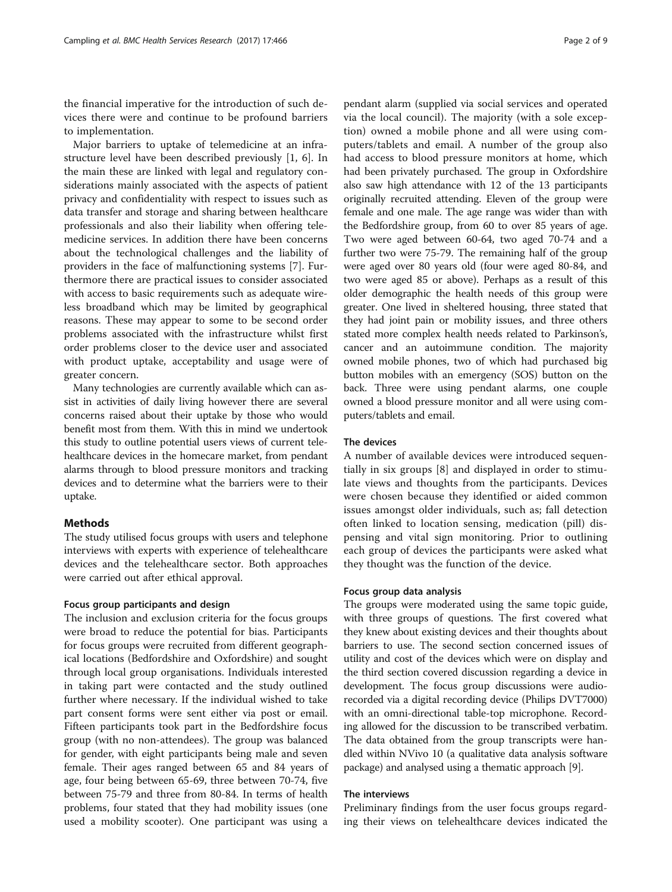the financial imperative for the introduction of such devices there were and continue to be profound barriers to implementation.

Major barriers to uptake of telemedicine at an infrastructure level have been described previously [1, 6]. In the main these are linked with legal and regulatory considerations mainly associated with the aspects of patient privacy and confidentiality with respect to issues such as data transfer and storage and sharing between healthcare professionals and also their liability when offering telemedicine services. In addition there have been concerns about the technological challenges and the liability of providers in the face of malfunctioning systems [7]. Furthermore there are practical issues to consider associated with access to basic requirements such as adequate wireless broadband which may be limited by geographical reasons. These may appear to some to be second order problems associated with the infrastructure whilst first order problems closer to the device user and associated with product uptake, acceptability and usage were of greater concern.

Many technologies are currently available which can assist in activities of daily living however there are several concerns raised about their uptake by those who would benefit most from them. With this in mind we undertook this study to outline potential users views of current telehealthcare devices in the homecare market, from pendant alarms through to blood pressure monitors and tracking devices and to determine what the barriers were to their uptake.

## Methods

The study utilised focus groups with users and telephone interviews with experts with experience of telehealthcare devices and the telehealthcare sector. Both approaches were carried out after ethical approval.

### Focus group participants and design

The inclusion and exclusion criteria for the focus groups were broad to reduce the potential for bias. Participants for focus groups were recruited from different geographical locations (Bedfordshire and Oxfordshire) and sought through local group organisations. Individuals interested in taking part were contacted and the study outlined further where necessary. If the individual wished to take part consent forms were sent either via post or email. Fifteen participants took part in the Bedfordshire focus group (with no non-attendees). The group was balanced for gender, with eight participants being male and seven female. Their ages ranged between 65 and 84 years of age, four being between 65-69, three between 70-74, five between 75-79 and three from 80-84. In terms of health problems, four stated that they had mobility issues (one used a mobility scooter). One participant was using a pendant alarm (supplied via social services and operated via the local council). The majority (with a sole exception) owned a mobile phone and all were using computers/tablets and email. A number of the group also had access to blood pressure monitors at home, which had been privately purchased. The group in Oxfordshire also saw high attendance with 12 of the 13 participants originally recruited attending. Eleven of the group were female and one male. The age range was wider than with the Bedfordshire group, from 60 to over 85 years of age. Two were aged between 60-64, two aged 70-74 and a further two were 75-79. The remaining half of the group were aged over 80 years old (four were aged 80-84, and two were aged 85 or above). Perhaps as a result of this older demographic the health needs of this group were greater. One lived in sheltered housing, three stated that they had joint pain or mobility issues, and three others stated more complex health needs related to Parkinson's, cancer and an autoimmune condition. The majority owned mobile phones, two of which had purchased big button mobiles with an emergency (SOS) button on the back. Three were using pendant alarms, one couple owned a blood pressure monitor and all were using computers/tablets and email.

### The devices

A number of available devices were introduced sequentially in six groups [8] and displayed in order to stimulate views and thoughts from the participants. Devices were chosen because they identified or aided common issues amongst older individuals, such as; fall detection often linked to location sensing, medication (pill) dispensing and vital sign monitoring. Prior to outlining each group of devices the participants were asked what they thought was the function of the device.

### Focus group data analysis

The groups were moderated using the same topic guide, with three groups of questions. The first covered what they knew about existing devices and their thoughts about barriers to use. The second section concerned issues of utility and cost of the devices which were on display and the third section covered discussion regarding a device in development. The focus group discussions were audio-recorded via a digital recording device (Philips DVT7000) with an omni-directional table-top microphone. Recording allowed for the discussion to be transcribed verbatim. The data obtained from the group transcripts were handled within NVivo 10 (a qualitative data analysis software package) and analysed using a thematic approach [9].

### The interviews

Preliminary findings from the user focus groups regarding their views on telehealthcare devices indicated the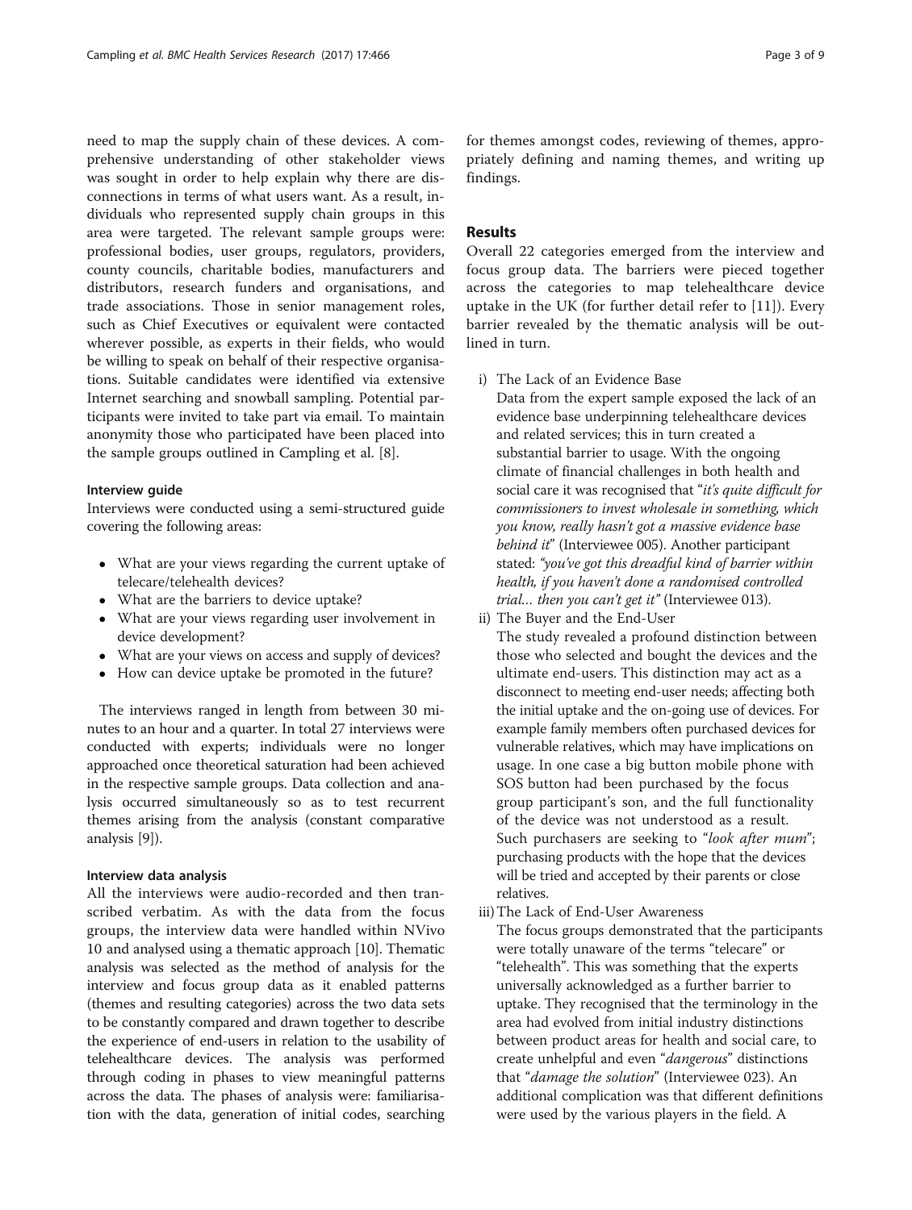need to map the supply chain of these devices. A comprehensive understanding of other stakeholder views was sought in order to help explain why there are disconnections in terms of what users want. As a result, individuals who represented supply chain groups in this area were targeted. The relevant sample groups were: professional bodies, user groups, regulators, providers, county councils, charitable bodies, manufacturers and distributors, research funders and organisations, and trade associations. Those in senior management roles, such as Chief Executives or equivalent were contacted wherever possible, as experts in their fields, who would be willing to speak on behalf of their respective organisations. Suitable candidates were identified via extensive Internet searching and snowball sampling. Potential participants were invited to take part via email. To maintain anonymity those who participated have been placed into the sample groups outlined in Campling et al. [8].

#### Interview guide

Interviews were conducted using a semi-structured guide covering the following areas:

- What are your views regarding the current uptake of telecare/telehealth devices?
- What are the barriers to device uptake?
- What are your views regarding user involvement in device development?
- What are your views on access and supply of devices?
- How can device uptake be promoted in the future?

The interviews ranged in length from between 30 minutes to an hour and a quarter. In total 27 interviews were conducted with experts; individuals were no longer approached once theoretical saturation had been achieved in the respective sample groups. Data collection and analysis occurred simultaneously so as to test recurrent themes arising from the analysis (constant comparative analysis [9]).

#### Interview data analysis

All the interviews were audio-recorded and then transcribed verbatim. As with the data from the focus groups, the interview data were handled within NVivo 10 and analysed using a thematic approach [10]. Thematic analysis was selected as the method of analysis for the interview and focus group data as it enabled patterns (themes and resulting categories) across the two data sets to be constantly compared and drawn together to describe the experience of end-users in relation to the usability of telehealthcare devices. The analysis was performed through coding in phases to view meaningful patterns across the data. The phases of analysis were: familiarisation with the data, generation of initial codes, searching for themes amongst codes, reviewing of themes, appropriately defining and naming themes, and writing up findings.

## Results

Overall 22 categories emerged from the interview and focus group data. The barriers were pieced together across the categories to map telehealthcare device uptake in the UK (for further detail refer to [11]). Every barrier revealed by the thematic analysis will be outlined in turn.

i) The Lack of an Evidence Base

Data from the expert sample exposed the lack of an evidence base underpinning telehealthcare devices and related services; this in turn created a substantial barrier to usage. With the ongoing climate of financial challenges in both health and social care it was recognised that "*it's quite difficult for commissioners to invest wholesale in something, which you know, really hasn't got a massive evidence base behind it*" (Interviewee 005). Another participant stated: *"you've got this dreadful kind of barrier within health, if you haven't done a randomised controlled trial… then you can't get it"* (Interviewee 013).

ii) The Buyer and the End-User

The study revealed a profound distinction between those who selected and bought the devices and the ultimate end-users. This distinction may act as a disconnect to meeting end-user needs; affecting both the initial uptake and the on-going use of devices. For example family members often purchased devices for vulnerable relatives, which may have implications on usage. In one case a big button mobile phone with SOS button had been purchased by the focus group participant's son, and the full functionality of the device was not understood as a result. Such purchasers are seeking to "*look after mum*"; purchasing products with the hope that the devices will be tried and accepted by their parents or close relatives.

iii) The Lack of End-User Awareness

The focus groups demonstrated that the participants were totally unaware of the terms "telecare" or "telehealth". This was something that the experts universally acknowledged as a further barrier to uptake. They recognised that the terminology in the area had evolved from initial industry distinctions between product areas for health and social care, to create unhelpful and even "*dangerous*" distinctions that "*damage the solution*" (Interviewee 023). An additional complication was that different definitions were used by the various players in the field. A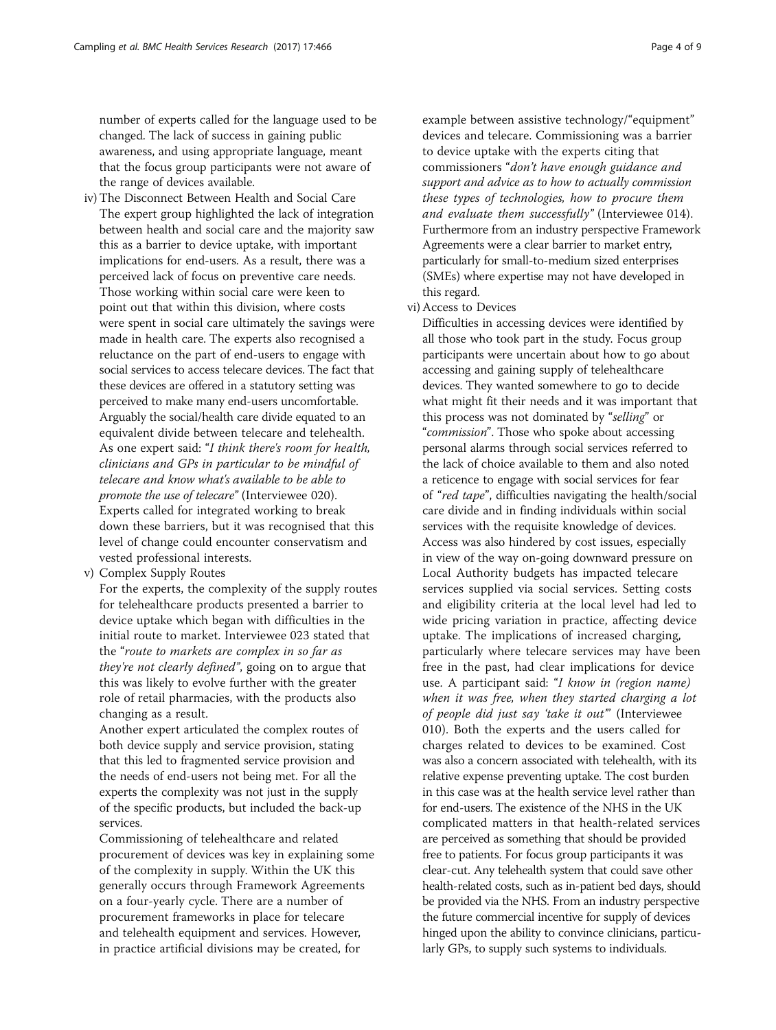number of experts called for the language used to be changed. The lack of success in gaining public awareness, and using appropriate language, meant that the focus group participants were not aware of the range of devices available.

iv) The Disconnect Between Health and Social Care

The expert group highlighted the lack of integration between health and social care and the majority saw this as a barrier to device uptake, with important implications for end-users. As a result, there was a perceived lack of focus on preventive care needs. Those working within social care were keen to point out that within this division, where costs were spent in social care ultimately the savings were made in health care. The experts also recognised a reluctance on the part of end-users to engage with social services to access telecare devices. The fact that these devices are offered in a statutory setting was perceived to make many end-users uncomfortable. Arguably the social/health care divide equated to an equivalent divide between telecare and telehealth. As one expert said: "*I think there's room for health, clinicians and GPs in particular to be mindful of telecare and know what's available to be able to promote the use of telecare*" (Interviewee 020). Experts called for integrated working to break down these barriers, but it was recognised that this level of change could encounter conservatism and vested professional interests.

v) Complex Supply Routes

For the experts, the complexity of the supply routes for telehealthcare products presented a barrier to device uptake which began with difficulties in the initial route to market. Interviewee 023 stated that the "*route to markets are complex in so far as they're not clearly defined*", going on to argue that this was likely to evolve further with the greater role of retail pharmacies, with the products also changing as a result.

Another expert articulated the complex routes of both device supply and service provision, stating that this led to fragmented service provision and the needs of end-users not being met. For all the experts the complexity was not just in the supply of the specific products, but included the back-up services.

Commissioning of telehealthcare and related procurement of devices was key in explaining some of the complexity in supply. Within the UK this generally occurs through Framework Agreements on a four-yearly cycle. There are a number of procurement frameworks in place for telecare and telehealth equipment and services. However, in practice artificial divisions may be created, for example between assistive technology/"equipment" devices and telecare. Commissioning was a barrier to device uptake with the experts citing that commissioners "*don't have enough guidance and support and advice as to how to actually commission these types of technologies, how to procure them and evaluate them successfully*" (Interviewee 014). Furthermore from an industry perspective Framework Agreements were a clear barrier to market entry, particularly for small-to-medium sized enterprises (SMEs) where expertise may not have developed in this regard.

vi) Access to Devices

Difficulties in accessing devices were identified by all those who took part in the study. Focus group participants were uncertain about how to go about accessing and gaining supply of telehealthcare devices. They wanted somewhere to go to decide what might fit their needs and it was important that this process was not dominated by "*selling*" or "*commission*". Those who spoke about accessing personal alarms through social services referred to the lack of choice available to them and also noted a reticence to engage with social services for fear of "*red tape*", difficulties navigating the health/social care divide and in finding individuals within social services with the requisite knowledge of devices. Access was also hindered by cost issues, especially in view of the way on-going downward pressure on Local Authority budgets has impacted telecare services supplied via social services. Setting costs and eligibility criteria at the local level had led to wide pricing variation in practice, affecting device uptake. The implications of increased charging, particularly where telecare services may have been free in the past, had clear implications for device use. A participant said: "*I know in (region name) when it was free, when they started charging a lot of people did just say 'take it out'*" (Interviewee 010). Both the experts and the users called for charges related to devices to be examined. Cost was also a concern associated with telehealth, with its relative expense preventing uptake. The cost burden in this case was at the health service level rather than for end-users. The existence of the NHS in the UK complicated matters in that health-related services are perceived as something that should be provided free to patients. For focus group participants it was clear-cut. Any telehealth system that could save other health-related costs, such as in-patient bed days, should be provided via the NHS. From an industry perspective the future commercial incentive for supply of devices hinged upon the ability to convince clinicians, particularly GPs, to supply such systems to individuals.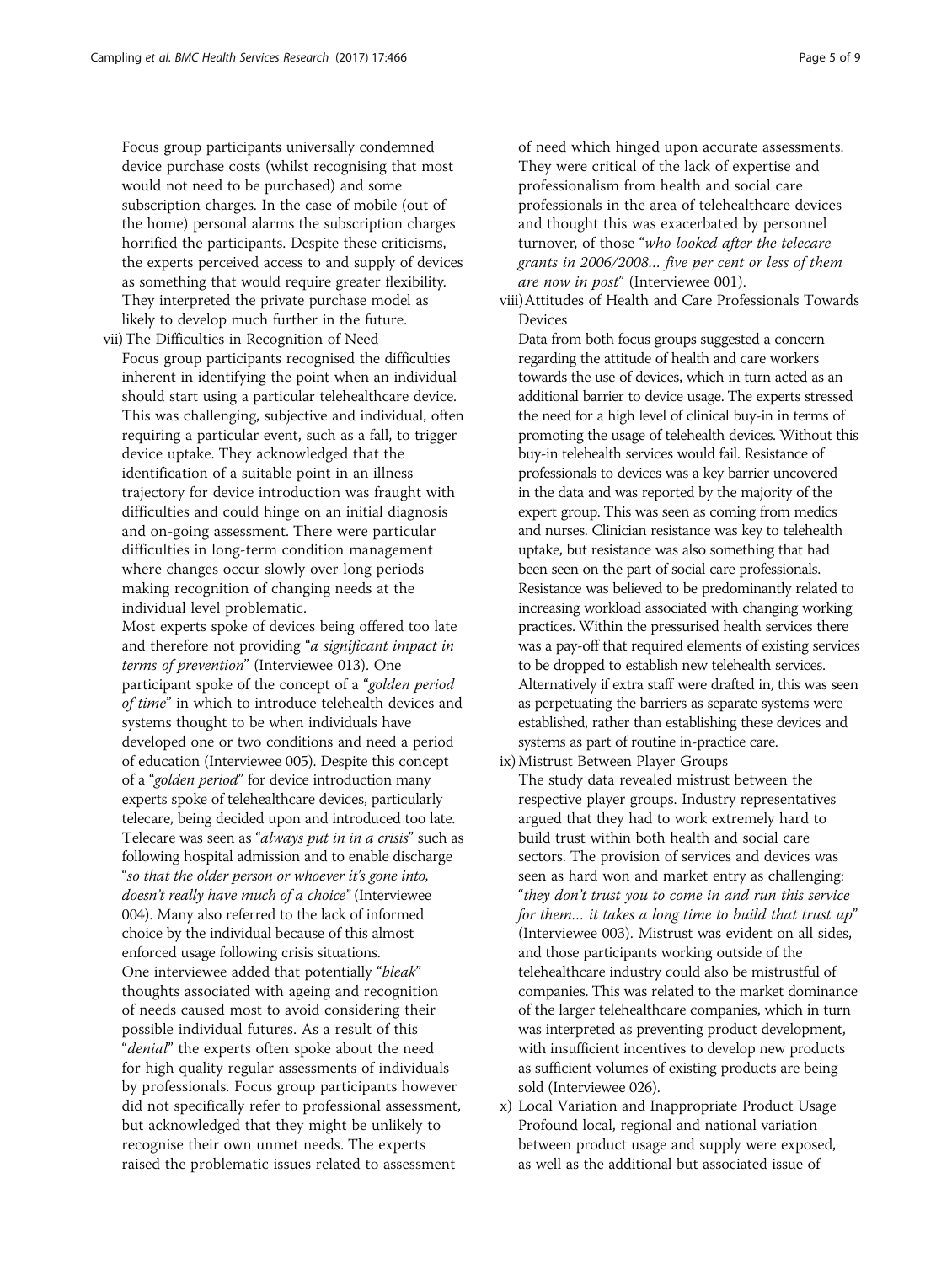Focus group participants universally condemned device purchase costs (whilst recognising that most would not need to be purchased) and some subscription charges. In the case of mobile (out of the home) personal alarms the subscription charges horrified the participants. Despite these criticisms, the experts perceived access to and supply of devices as something that would require greater flexibility. They interpreted the private purchase model as likely to develop much further in the future.

vii) The Difficulties in Recognition of Need

Focus group participants recognised the difficulties inherent in identifying the point when an individual should start using a particular telehealthcare device. This was challenging, subjective and individual, often requiring a particular event, such as a fall, to trigger device uptake. They acknowledged that the identification of a suitable point in an illness trajectory for device introduction was fraught with difficulties and could hinge on an initial diagnosis and on-going assessment. There were particular difficulties in long-term condition management where changes occur slowly over long periods making recognition of changing needs at the individual level problematic.

Most experts spoke of devices being offered too late and therefore not providing "*a significant impact in terms of prevention*" (Interviewee 013). One participant spoke of the concept of a "*golden period of time*" in which to introduce telehealth devices and systems thought to be when individuals have developed one or two conditions and need a period of education (Interviewee 005). Despite this concept of a "*golden period*" for device introduction many experts spoke of telehealthcare devices, particularly telecare, being decided upon and introduced too late. Telecare was seen as "*always put in in a crisis*" such as following hospital admission and to enable discharge "*so that the older person or whoever it's gone into, doesn't really have much of a choice*" (Interviewee 004). Many also referred to the lack of informed choice by the individual because of this almost enforced usage following crisis situations.

One interviewee added that potentially "*bleak*" thoughts associated with ageing and recognition of needs caused most to avoid considering their possible individual futures. As a result of this "*denial*" the experts often spoke about the need for high quality regular assessments of individuals by professionals. Focus group participants however did not specifically refer to professional assessment, but acknowledged that they might be unlikely to recognise their own unmet needs. The experts raised the problematic issues related to assessment of need which hinged upon accurate assessments. They were critical of the lack of expertise and professionalism from health and social care professionals in the area of telehealthcare devices and thought this was exacerbated by personnel turnover, of those "*who looked after the telecare grants in 2006/2008… five per cent or less of them are now in post*" (Interviewee 001).

viii) Attitudes of Health and Care Professionals Towards Devices

Data from both focus groups suggested a concern regarding the attitude of health and care workers towards the use of devices, which in turn acted as an additional barrier to device usage. The experts stressed the need for a high level of clinical buy-in in terms of promoting the usage of telehealth devices. Without this buy-in telehealth services would fail. Resistance of professionals to devices was a key barrier uncovered in the data and was reported by the majority of the expert group. This was seen as coming from medics and nurses. Clinician resistance was key to telehealth uptake, but resistance was also something that had been seen on the part of social care professionals. Resistance was believed to be predominantly related to increasing workload associated with changing working practices. Within the pressurised health services there was a pay-off that required elements of existing services to be dropped to establish new telehealth services. Alternatively if extra staff were drafted in, this was seen as perpetuating the barriers as separate systems were established, rather than establishing these devices and systems as part of routine in-practice care.

ix) Mistrust Between Player Groups

The study data revealed mistrust between the respective player groups. Industry representatives argued that they had to work extremely hard to build trust within both health and social care sectors. The provision of services and devices was seen as hard won and market entry as challenging: "*they don't trust you to come in and run this service for them… it takes a long time to build that trust up*" (Interviewee 003). Mistrust was evident on all sides, and those participants working outside of the telehealthcare industry could also be mistrustful of companies. This was related to the market dominance of the larger telehealthcare companies, which in turn was interpreted as preventing product development, with insufficient incentives to develop new products as sufficient volumes of existing products are being sold (Interviewee 026).

x) Local Variation and Inappropriate Product Usage

Profound local, regional and national variation between product usage and supply were exposed, as well as the additional but associated issue of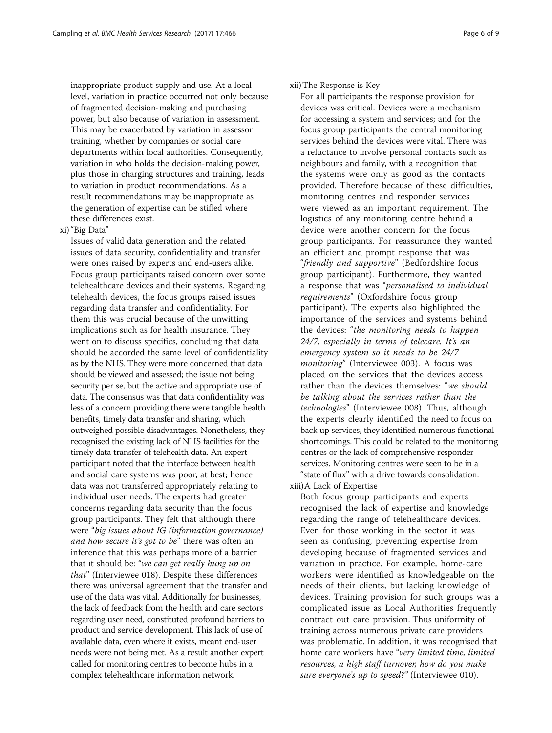inappropriate product supply and use. At a local level, variation in practice occurred not only because of fragmented decision-making and purchasing power, but also because of variation in assessment. This may be exacerbated by variation in assessor training, whether by companies or social care departments within local authorities. Consequently, variation in who holds the decision-making power, plus those in charging structures and training, leads to variation in product recommendations. As a result recommendations may be inappropriate as the generation of expertise can be stifled where these differences exist.

xi) "Big Data"

Issues of valid data generation and the related issues of data security, confidentiality and transfer were ones raised by experts and end-users alike. Focus group participants raised concern over some telehealthcare devices and their systems. Regarding telehealth devices, the focus groups raised issues regarding data transfer and confidentiality. For them this was crucial because of the unwitting implications such as for health insurance. They went on to discuss specifics, concluding that data should be accorded the same level of confidentiality as by the NHS. They were more concerned that data should be viewed and assessed; the issue not being security per se, but the active and appropriate use of data. The consensus was that data confidentiality was less of a concern providing there were tangible health benefits, timely data transfer and sharing, which outweighed possible disadvantages. Nonetheless, they recognised the existing lack of NHS facilities for the timely data transfer of telehealth data. An expert participant noted that the interface between health and social care systems was poor, at best; hence data was not transferred appropriately relating to individual user needs. The experts had greater concerns regarding data security than the focus group participants. They felt that although there were "*big issues about IG (information governance) and how secure it's got to be*" there was often an inference that this was perhaps more of a barrier that it should be: "*we can get really hung up on that*" (Interviewee 018). Despite these differences there was universal agreement that the transfer and use of the data was vital. Additionally for businesses, the lack of feedback from the health and care sectors regarding user need, constituted profound barriers to product and service development. This lack of use of available data, even where it exists, meant end-user needs were not being met. As a result another expert called for monitoring centres to become hubs in a complex telehealthcare information network.

xii) The Response is Key

For all participants the response provision for devices was critical. Devices were a mechanism for accessing a system and services; and for the focus group participants the central monitoring services behind the devices were vital. There was a reluctance to involve personal contacts such as neighbours and family, with a recognition that the systems were only as good as the contacts provided. Therefore because of these difficulties, monitoring centres and responder services were viewed as an important requirement. The logistics of any monitoring centre behind a device were another concern for the focus group participants. For reassurance they wanted an efficient and prompt response that was "*friendly and supportive*" (Bedfordshire focus group participant). Furthermore, they wanted a response that was "*personalised to individual requirements*" (Oxfordshire focus group participant). The experts also highlighted the importance of the services and systems behind the devices: "*the monitoring needs to happen 24/7, especially in terms of telecare. It's an emergency system so it needs to be 24/7 monitoring*" (Interviewee 003). A focus was placed on the services that the devices access rather than the devices themselves: "*we should be talking about the services rather than the technologies*" (Interviewee 008). Thus, although the experts clearly identified the need to focus on back up services, they identified numerous functional shortcomings. This could be related to the monitoring centres or the lack of comprehensive responder services. Monitoring centres were seen to be in a "state of flux" with a drive towards consolidation.

xiii) A Lack of Expertise

Both focus group participants and experts recognised the lack of expertise and knowledge regarding the range of telehealthcare devices. Even for those working in the sector it was seen as confusing, preventing expertise from developing because of fragmented services and variation in practice. For example, home-care workers were identified as knowledgeable on the needs of their clients, but lacking knowledge of devices. Training provision for such groups was a complicated issue as Local Authorities frequently contract out care provision. Thus uniformity of training across numerous private care providers was problematic. In addition, it was recognised that home care workers have "*very limited time, limited resources, a high staff turnover, how do you make sure everyone's up to speed?*" (Interviewee 010).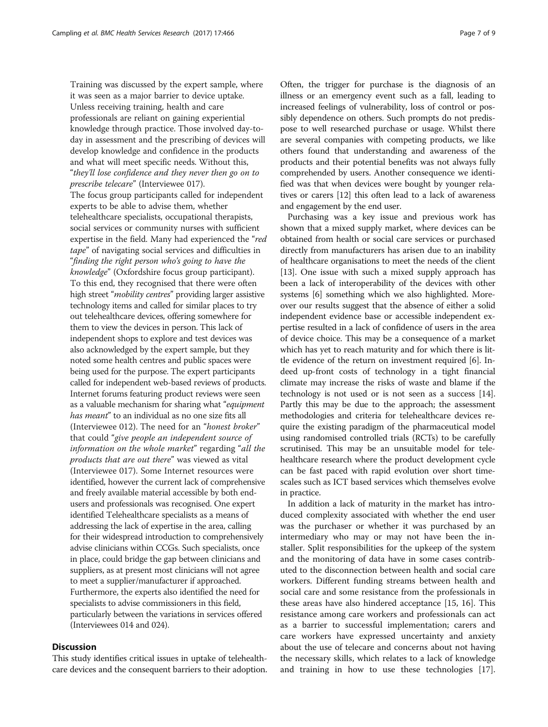Training was discussed by the expert sample, where it was seen as a major barrier to device uptake. Unless receiving training, health and care professionals are reliant on gaining experiential knowledge through practice. Those involved day-to-day in assessment and the prescribing of devices will develop knowledge and confidence in the products and what will meet specific needs. Without this, "*they'll lose confidence and they never then go on to prescribe telecare*" (Interviewee 017).

The focus group participants called for independent experts to be able to advise them, whether telehealthcare specialists, occupational therapists, social services or community nurses with sufficient expertise in the field. Many had experienced the "*red tape*" of navigating social services and difficulties in "*finding the right person who's going to have the knowledge*" (Oxfordshire focus group participant). To this end, they recognised that there were often high street "*mobility centres*" providing larger assistive technology items and called for similar places to try out telehealthcare devices, offering somewhere for them to view the devices in person. This lack of independent shops to explore and test devices was also acknowledged by the expert sample, but they noted some health centres and public spaces were being used for the purpose. The expert participants called for independent web-based reviews of products. Internet forums featuring product reviews were seen as a valuable mechanism for sharing what "*equipment has meant*" to an individual as no one size fits all (Interviewee 012). The need for an "*honest broker*" that could "*give people an independent source of information on the whole market*" regarding "*all the products that are out there*" was viewed as vital (Interviewee 017). Some Internet resources were identified, however the current lack of comprehensive and freely available material accessible by both end-users and professionals was recognised. One expert identified Telehealthcare specialists as a means of addressing the lack of expertise in the area, calling for their widespread introduction to comprehensively advise clinicians within CCGs. Such specialists, once in place, could bridge the gap between clinicians and suppliers, as at present most clinicians will not agree to meet a supplier/manufacturer if approached. Furthermore, the experts also identified the need for specialists to advise commissioners in this field, particularly between the variations in services offered (Interviewees 014 and 024).

## Discussion

This study identifies critical issues in uptake of telehealthcare devices and the consequent barriers to their adoption. Often, the trigger for purchase is the diagnosis of an illness or an emergency event such as a fall, leading to increased feelings of vulnerability, loss of control or possibly dependence on others. Such prompts do not predispose to well researched purchase or usage. Whilst there are several companies with competing products, we like others found that understanding and awareness of the products and their potential benefits was not always fully comprehended by users. Another consequence we identified was that when devices were bought by younger relatives or carers [12] this often lead to a lack of awareness and engagement by the end user.

Purchasing was a key issue and previous work has shown that a mixed supply market, where devices can be obtained from health or social care services or purchased directly from manufacturers has arisen due to an inability of healthcare organisations to meet the needs of the client [13]. One issue with such a mixed supply approach has been a lack of interoperability of the devices with other systems [6] something which we also highlighted. Moreover our results suggest that the absence of either a solid independent evidence base or accessible independent expertise resulted in a lack of confidence of users in the area of device choice. This may be a consequence of a market which has yet to reach maturity and for which there is little evidence of the return on investment required [6]. Indeed up-front costs of technology in a tight financial climate may increase the risks of waste and blame if the technology is not used or is not seen as a success [14]. Partly this may be due to the approach; the assessment methodologies and criteria for telehealthcare devices require the existing paradigm of the pharmaceutical model using randomised controlled trials (RCTs) to be carefully scrutinised. This may be an unsuitable model for telehealthcare research where the product development cycle can be fast paced with rapid evolution over short timescales such as ICT based services which themselves evolve in practice.

In addition a lack of maturity in the market has introduced complexity associated with whether the end user was the purchaser or whether it was purchased by an intermediary who may or may not have been the installer. Split responsibilities for the upkeep of the system and the monitoring of data have in some cases contributed to the disconnection between health and social care workers. Different funding streams between health and social care and some resistance from the professionals in these areas have also hindered acceptance [15, 16]. This resistance among care workers and professionals can act as a barrier to successful implementation; carers and care workers have expressed uncertainty and anxiety about the use of telecare and concerns about not having the necessary skills, which relates to a lack of knowledge and training in how to use these technologies [17].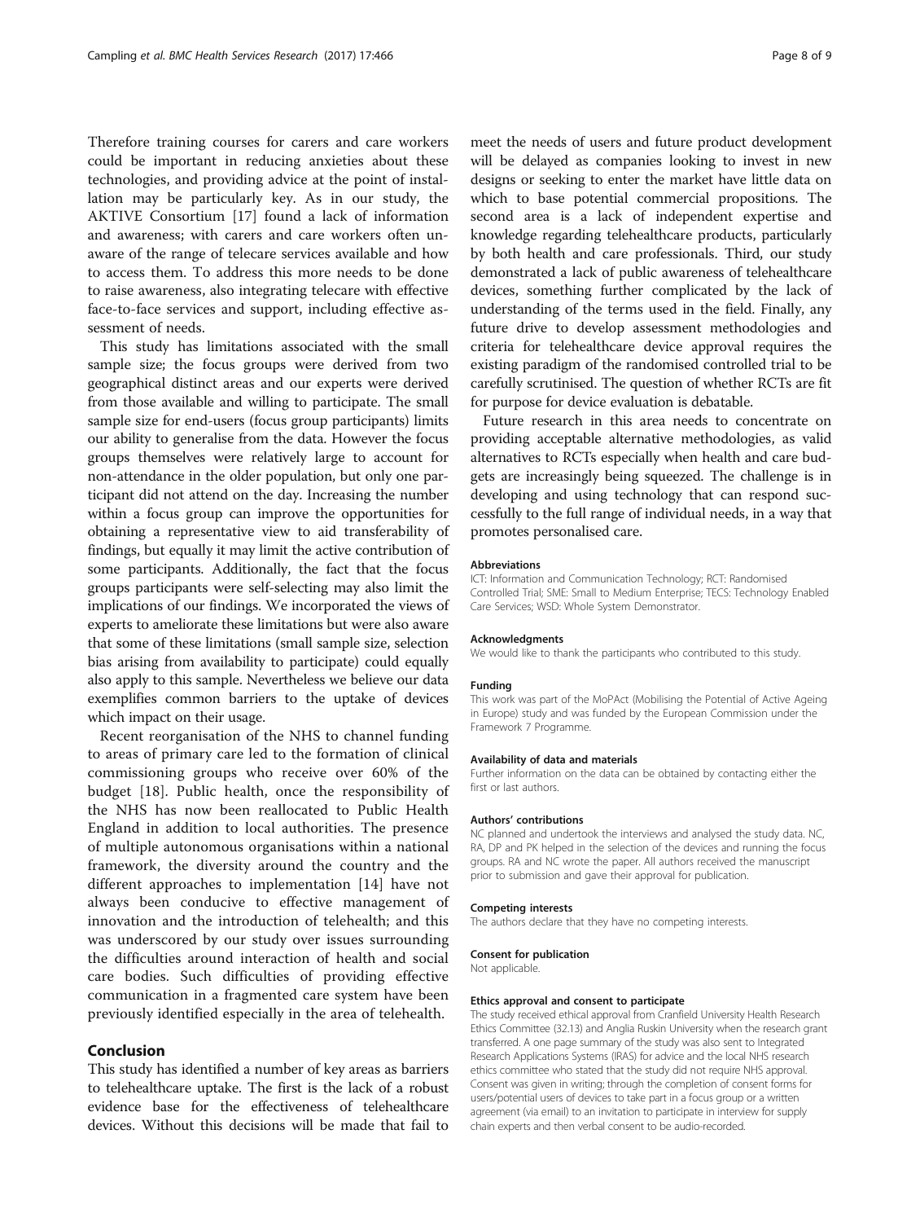Therefore training courses for carers and care workers could be important in reducing anxieties about these technologies, and providing advice at the point of installation may be particularly key. As in our study, the AKTIVE Consortium [17] found a lack of information and awareness; with carers and care workers often unaware of the range of telecare services available and how to access them. To address this more needs to be done to raise awareness, also integrating telecare with effective face-to-face services and support, including effective assessment of needs.

This study has limitations associated with the small sample size; the focus groups were derived from two geographical distinct areas and our experts were derived from those available and willing to participate. The small sample size for end-users (focus group participants) limits our ability to generalise from the data. However the focus groups themselves were relatively large to account for non-attendance in the older population, but only one participant did not attend on the day. Increasing the number within a focus group can improve the opportunities for obtaining a representative view to aid transferability of findings, but equally it may limit the active contribution of some participants. Additionally, the fact that the focus groups participants were self-selecting may also limit the implications of our findings. We incorporated the views of experts to ameliorate these limitations but were also aware that some of these limitations (small sample size, selection bias arising from availability to participate) could equally also apply to this sample. Nevertheless we believe our data exemplifies common barriers to the uptake of devices which impact on their usage.

Recent reorganisation of the NHS to channel funding to areas of primary care led to the formation of clinical commissioning groups who receive over 60% of the budget [18]. Public health, once the responsibility of the NHS has now been reallocated to Public Health England in addition to local authorities. The presence of multiple autonomous organisations within a national framework, the diversity around the country and the different approaches to implementation [14] have not always been conducive to effective management of innovation and the introduction of telehealth; and this was underscored by our study over issues surrounding the difficulties around interaction of health and social care bodies. Such difficulties of providing effective communication in a fragmented care system have been previously identified especially in the area of telehealth.

## Conclusion

This study has identified a number of key areas as barriers to telehealthcare uptake. The first is the lack of a robust evidence base for the effectiveness of telehealthcare devices. Without this decisions will be made that fail to meet the needs of users and future product development will be delayed as companies looking to invest in new designs or seeking to enter the market have little data on which to base potential commercial propositions. The second area is a lack of independent expertise and knowledge regarding telehealthcare products, particularly by both health and care professionals. Third, our study demonstrated a lack of public awareness of telehealthcare devices, something further complicated by the lack of understanding of the terms used in the field. Finally, any future drive to develop assessment methodologies and criteria for telehealthcare device approval requires the existing paradigm of the randomised controlled trial to be carefully scrutinised. The question of whether RCTs are fit for purpose for device evaluation is debatable.

Future research in this area needs to concentrate on providing acceptable alternative methodologies, as valid alternatives to RCTs especially when health and care budgets are increasingly being squeezed. The challenge is in developing and using technology that can respond successfully to the full range of individual needs, in a way that promotes personalised care.

#### Abbreviations

ICT: Information and Communication Technology; RCT: Randomised Controlled Trial; SME: Small to Medium Enterprise; TECS: Technology Enabled Care Services; WSD: Whole System Demonstrator.

#### Acknowledgments

We would like to thank the participants who contributed to this study.

#### Funding

This work was part of the MoPAct (Mobilising the Potential of Active Ageing in Europe) study and was funded by the European Commission under the Framework 7 Programme.

#### Availability of data and materials

Further information on the data can be obtained by contacting either the first or last authors.

#### Authors' contributions

NC planned and undertook the interviews and analysed the study data. NC, RA, DP and PK helped in the selection of the devices and running the focus groups. RA and NC wrote the paper. All authors received the manuscript prior to submission and gave their approval for publication.

#### Competing interests

The authors declare that they have no competing interests.

#### Consent for publication

Not applicable.

#### Ethics approval and consent to participate

The study received ethical approval from Cranfield University Health Research Ethics Committee (32.13) and Anglia Ruskin University when the research grant transferred. A one page summary of the study was also sent to Integrated Research Applications Systems (IRAS) for advice and the local NHS research ethics committee who stated that the study did not require NHS approval. Consent was given in writing; through the completion of consent forms for users/potential users of devices to take part in a focus group or a written agreement (via email) to an invitation to participate in interview for supply chain experts and then verbal consent to be audio-recorded.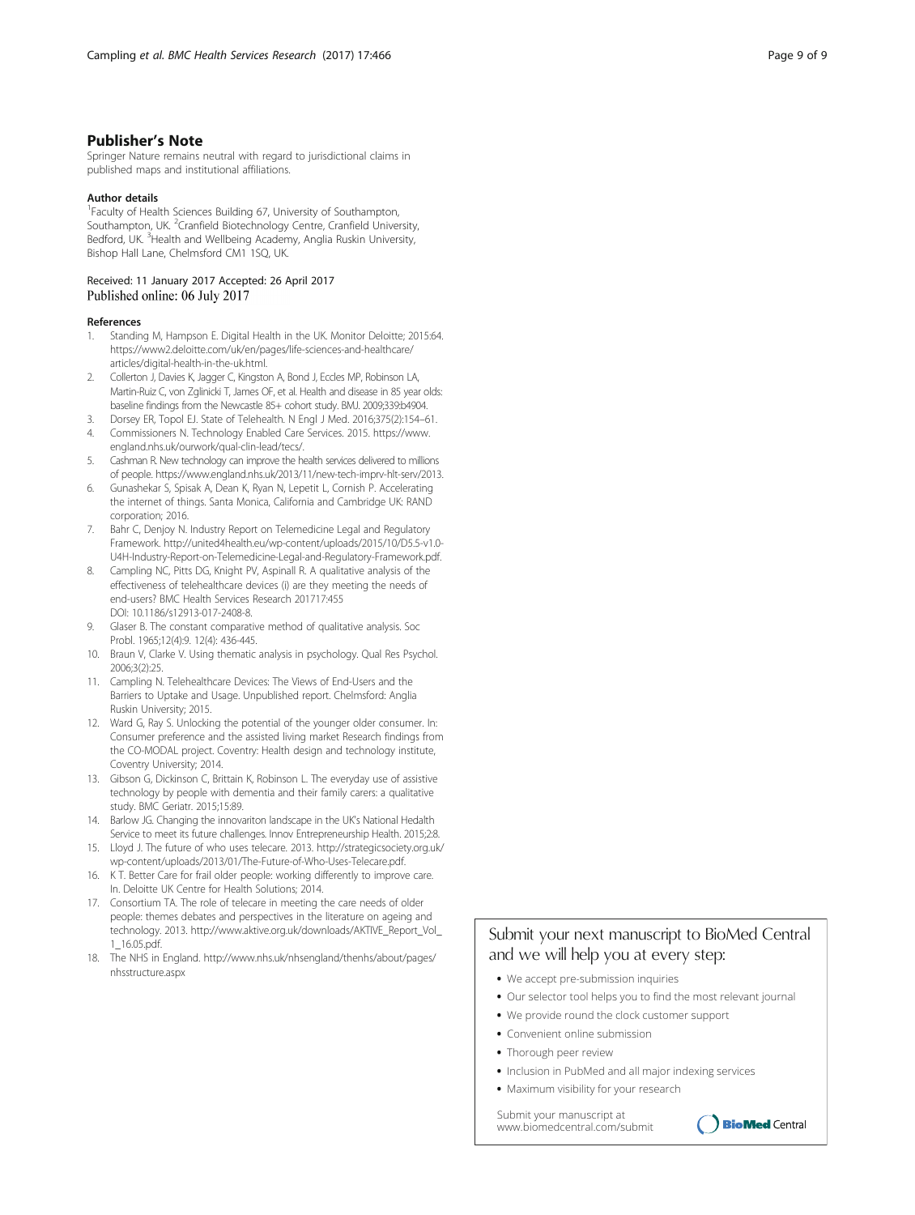## Publisher's Note

Springer Nature remains neutral with regard to jurisdictional claims in published maps and institutional affiliations.

### Author details

[1]Faculty of Health Sciences Building 67, University of Southampton, Southampton, UK. [2]Cranfield Biotechnology Centre, Cranfield University, Bedford, UK. [3]Health and Wellbeing Academy, Anglia Ruskin University, Bishop Hall Lane, Chelmsford CM1 1SQ, UK.

Received: 11 January 2017 Accepted: 26 April 2017
Published online: 06 July 2017

### References

1. Standing M, Hampson E. Digital Health in the UK. Monitor Deloitte; 2015:64. https://www2.deloitte.com/uk/en/pages/life-sciences-and-healthcare/articles/digital-health-in-the-uk.html.
2. Collerton J, Davies K, Jagger C, Kingston A, Bond J, Eccles MP, Robinson LA, Martin-Ruiz C, von Zglinicki T, James OF, et al. Health and disease in 85 year olds: baseline findings from the Newcastle 85+ cohort study. BMJ. 2009;339:b4904.
3. Dorsey ER, Topol EJ. State of Telehealth. N Engl J Med. 2016;375(2):154–61.
4. Commissioners N. Technology Enabled Care Services. 2015. https://www.england.nhs.uk/ourwork/qual-clin-lead/tecs/.
5. Cashman R. New technology can improve the health services delivered to millions of people. https://www.england.nhs.uk/2013/11/new-tech-imprv-hlt-serv/2013.
6. Gunashekar S, Spisak A, Dean K, Ryan N, Lepetit L, Cornish P. Accelerating the internet of things. Santa Monica, California and Cambridge UK: RAND corporation; 2016.
7. Bahr C, Denjoy N. Industry Report on Telemedicine Legal and Regulatory Framework. http://united4health.eu/wp-content/uploads/2015/10/D5.5-v1.0-U4H-Industry-Report-on-Telemedicine-Legal-and-Regulatory-Framework.pdf.
8. Campling NC, Pitts DG, Knight PV, Aspinall R. A qualitative analysis of the effectiveness of telehealthcare devices (i) are they meeting the needs of end-users? BMC Health Services Research 201717:455 DOI: 10.1186/s12913-017-2408-8.
9. Glaser B. The constant comparative method of qualitative analysis. Soc Probl. 1965;12(4):9. 12(4): 436-445.
10. Braun V, Clarke V. Using thematic analysis in psychology. Qual Res Psychol. 2006;3(2):25.
11. Campling N. Telehealthcare Devices: The Views of End-Users and the Barriers to Uptake and Usage. Unpublished report. Chelmsford: Anglia Ruskin University; 2015.
12. Ward G, Ray S. Unlocking the potential of the younger older consumer. In: Consumer preference and the assisted living market Research findings from the CO-MODAL project. Coventry: Health design and technology institute, Coventry University; 2014.
13. Gibson G, Dickinson C, Brittain K, Robinson L. The everyday use of assistive technology by people with dementia and their family carers: a qualitative study. BMC Geriatr. 2015;15:89.
14. Barlow JG. Changing the innovariton landscape in the UK's National Hedalth Service to meet its future challenges. Innov Entrepreneurship Health. 2015;2:8.
15. Lloyd J. The future of who uses telecare. 2013. http://strategicsociety.org.uk/wp-content/uploads/2013/01/The-Future-of-Who-Uses-Telecare.pdf.
16. K T. Better Care for frail older people: working differently to improve care. In. Deloitte UK Centre for Health Solutions; 2014.
17. Consortium TA. The role of telecare in meeting the care needs of older people: themes debates and perspectives in the literature on ageing and technology. 2013. http://www.aktive.org.uk/downloads/AKTIVE_Report_Vol_1_16.05.pdf.
18. The NHS in England. http://www.nhs.uk/nhsengland/thenhs/about/pages/nhsstructure.aspx

Submit your next manuscript to BioMed Central and we will help you at every step:

- We accept pre-submission inquiries
- Our selector tool helps you to find the most relevant journal
- We provide round the clock customer support
- Convenient online submission
- Thorough peer review
- Inclusion in PubMed and all major indexing services
- Maximum visibility for your research

Submit your manuscript at www.biomedcentral.com/submit

BioMed Central